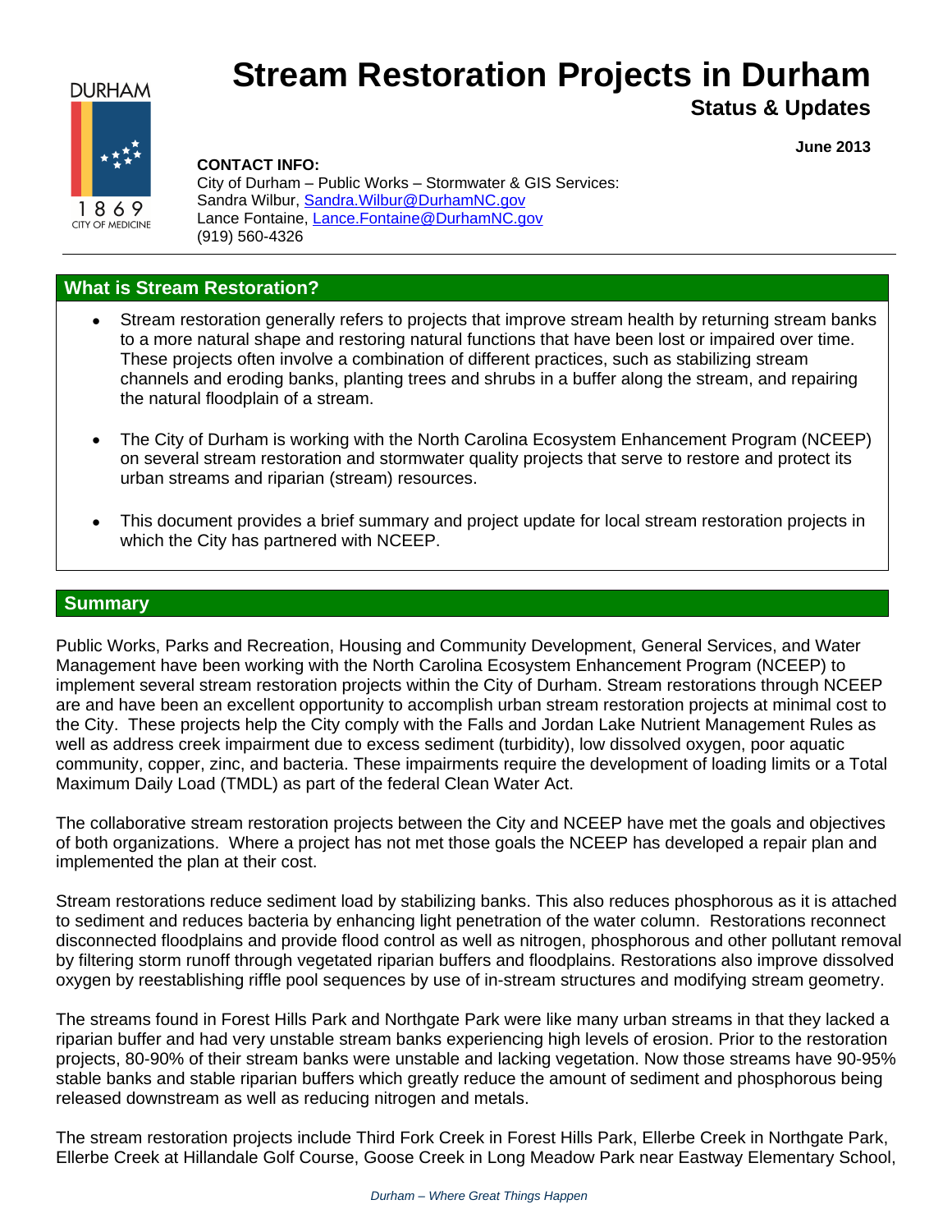# Stream Restoration Projects in Durham

## Status & Updates

**June 2013**

**CONTACT INFO:**
City of Durham – Public Works – Stormwater & GIS Services:
Sandra Wilbur, Sandra.Wilbur@DurhamNC.gov
Lance Fontaine, Lance.Fontaine@DurhamNC.gov
(919) 560-4326

## What is Stream Restoration?

- Stream restoration generally refers to projects that improve stream health by returning stream banks to a more natural shape and restoring natural functions that have been lost or impaired over time. These projects often involve a combination of different practices, such as stabilizing stream channels and eroding banks, planting trees and shrubs in a buffer along the stream, and repairing the natural floodplain of a stream.
- The City of Durham is working with the North Carolina Ecosystem Enhancement Program (NCEEP) on several stream restoration and stormwater quality projects that serve to restore and protect its urban streams and riparian (stream) resources.
- This document provides a brief summary and project update for local stream restoration projects in which the City has partnered with NCEEP.

## Summary

Public Works, Parks and Recreation, Housing and Community Development, General Services, and Water Management have been working with the North Carolina Ecosystem Enhancement Program (NCEEP) to implement several stream restoration projects within the City of Durham. Stream restorations through NCEEP are and have been an excellent opportunity to accomplish urban stream restoration projects at minimal cost to the City. These projects help the City comply with the Falls and Jordan Lake Nutrient Management Rules as well as address creek impairment due to excess sediment (turbidity), low dissolved oxygen, poor aquatic community, copper, zinc, and bacteria. These impairments require the development of loading limits or a Total Maximum Daily Load (TMDL) as part of the federal Clean Water Act.

The collaborative stream restoration projects between the City and NCEEP have met the goals and objectives of both organizations. Where a project has not met those goals the NCEEP has developed a repair plan and implemented the plan at their cost.

Stream restorations reduce sediment load by stabilizing banks. This also reduces phosphorous as it is attached to sediment and reduces bacteria by enhancing light penetration of the water column. Restorations reconnect disconnected floodplains and provide flood control as well as nitrogen, phosphorous and other pollutant removal by filtering storm runoff through vegetated riparian buffers and floodplains. Restorations also improve dissolved oxygen by reestablishing riffle pool sequences by use of in-stream structures and modifying stream geometry.

The streams found in Forest Hills Park and Northgate Park were like many urban streams in that they lacked a riparian buffer and had very unstable stream banks experiencing high levels of erosion. Prior to the restoration projects, 80-90% of their stream banks were unstable and lacking vegetation. Now those streams have 90-95% stable banks and stable riparian buffers which greatly reduce the amount of sediment and phosphorous being released downstream as well as reducing nitrogen and metals.

The stream restoration projects include Third Fork Creek in Forest Hills Park, Ellerbe Creek in Northgate Park, Ellerbe Creek at Hillandale Golf Course, Goose Creek in Long Meadow Park near Eastway Elementary School,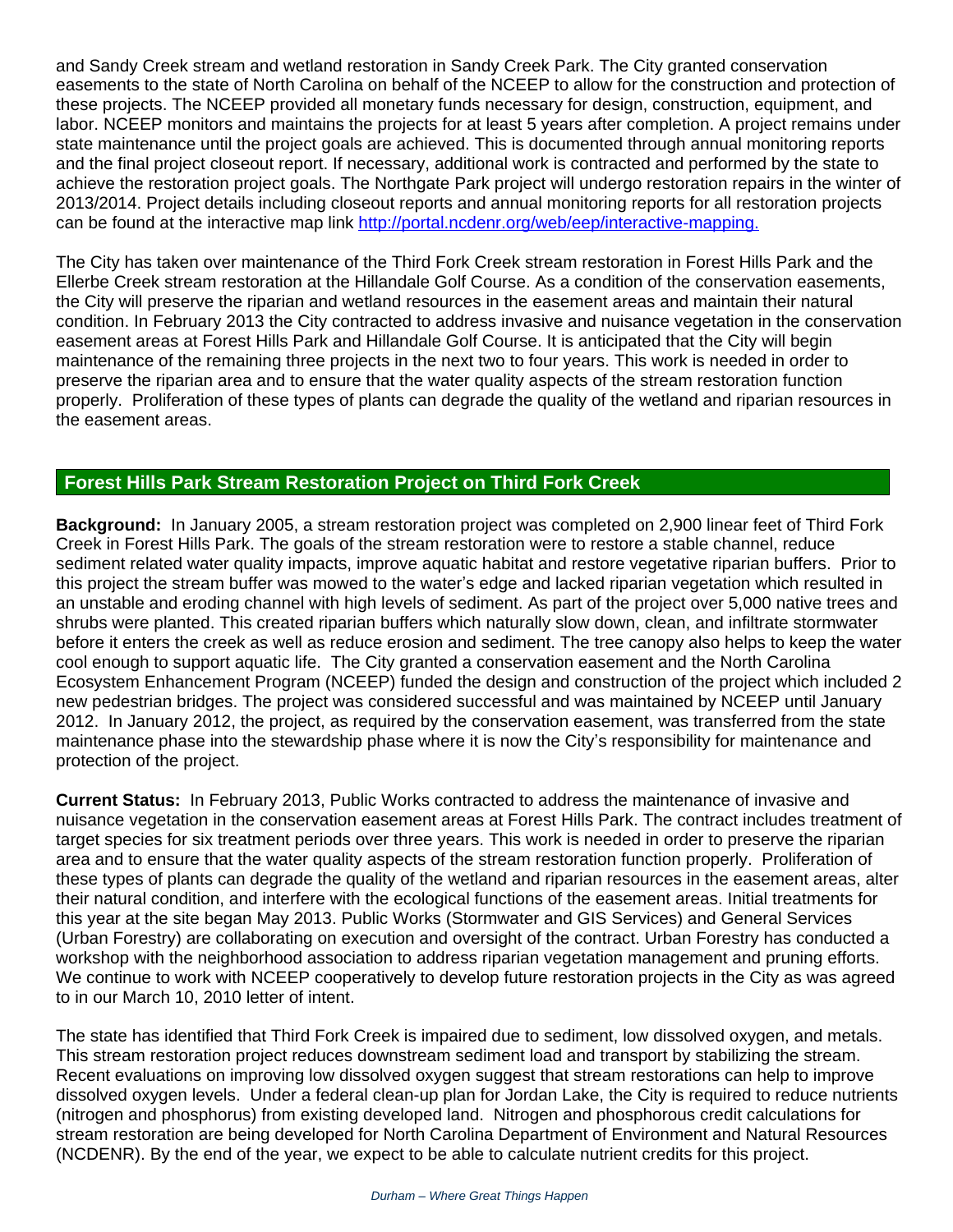and Sandy Creek stream and wetland restoration in Sandy Creek Park. The City granted conservation easements to the state of North Carolina on behalf of the NCEEP to allow for the construction and protection of these projects. The NCEEP provided all monetary funds necessary for design, construction, equipment, and labor. NCEEP monitors and maintains the projects for at least 5 years after completion. A project remains under state maintenance until the project goals are achieved. This is documented through annual monitoring reports and the final project closeout report. If necessary, additional work is contracted and performed by the state to achieve the restoration project goals. The Northgate Park project will undergo restoration repairs in the winter of 2013/2014. Project details including closeout reports and annual monitoring reports for all restoration projects can be found at the interactive map link [http://portal.ncdenr.org/web/eep/interactive-mapping.](http://portal.ncdenr.org/web/eep/interactive-mapping)

The City has taken over maintenance of the Third Fork Creek stream restoration in Forest Hills Park and the Ellerbe Creek stream restoration at the Hillandale Golf Course. As a condition of the conservation easements, the City will preserve the riparian and wetland resources in the easement areas and maintain their natural condition. In February 2013 the City contracted to address invasive and nuisance vegetation in the conservation easement areas at Forest Hills Park and Hillandale Golf Course. It is anticipated that the City will begin maintenance of the remaining three projects in the next two to four years. This work is needed in order to preserve the riparian area and to ensure that the water quality aspects of the stream restoration function properly. Proliferation of these types of plants can degrade the quality of the wetland and riparian resources in the easement areas.

## Forest Hills Park Stream Restoration Project on Third Fork Creek

**Background:** In January 2005, a stream restoration project was completed on 2,900 linear feet of Third Fork Creek in Forest Hills Park. The goals of the stream restoration were to restore a stable channel, reduce sediment related water quality impacts, improve aquatic habitat and restore vegetative riparian buffers. Prior to this project the stream buffer was mowed to the water's edge and lacked riparian vegetation which resulted in an unstable and eroding channel with high levels of sediment. As part of the project over 5,000 native trees and shrubs were planted. This created riparian buffers which naturally slow down, clean, and infiltrate stormwater before it enters the creek as well as reduce erosion and sediment. The tree canopy also helps to keep the water cool enough to support aquatic life. The City granted a conservation easement and the North Carolina Ecosystem Enhancement Program (NCEEP) funded the design and construction of the project which included 2 new pedestrian bridges. The project was considered successful and was maintained by NCEEP until January 2012. In January 2012, the project, as required by the conservation easement, was transferred from the state maintenance phase into the stewardship phase where it is now the City's responsibility for maintenance and protection of the project.

**Current Status:** In February 2013, Public Works contracted to address the maintenance of invasive and nuisance vegetation in the conservation easement areas at Forest Hills Park. The contract includes treatment of target species for six treatment periods over three years. This work is needed in order to preserve the riparian area and to ensure that the water quality aspects of the stream restoration function properly. Proliferation of these types of plants can degrade the quality of the wetland and riparian resources in the easement areas, alter their natural condition, and interfere with the ecological functions of the easement areas. Initial treatments for this year at the site began May 2013. Public Works (Stormwater and GIS Services) and General Services (Urban Forestry) are collaborating on execution and oversight of the contract. Urban Forestry has conducted a workshop with the neighborhood association to address riparian vegetation management and pruning efforts. We continue to work with NCEEP cooperatively to develop future restoration projects in the City as was agreed to in our March 10, 2010 letter of intent.

The state has identified that Third Fork Creek is impaired due to sediment, low dissolved oxygen, and metals. This stream restoration project reduces downstream sediment load and transport by stabilizing the stream. Recent evaluations on improving low dissolved oxygen suggest that stream restorations can help to improve dissolved oxygen levels. Under a federal clean-up plan for Jordan Lake, the City is required to reduce nutrients (nitrogen and phosphorus) from existing developed land. Nitrogen and phosphorous credit calculations for stream restoration are being developed for North Carolina Department of Environment and Natural Resources (NCDENR). By the end of the year, we expect to be able to calculate nutrient credits for this project.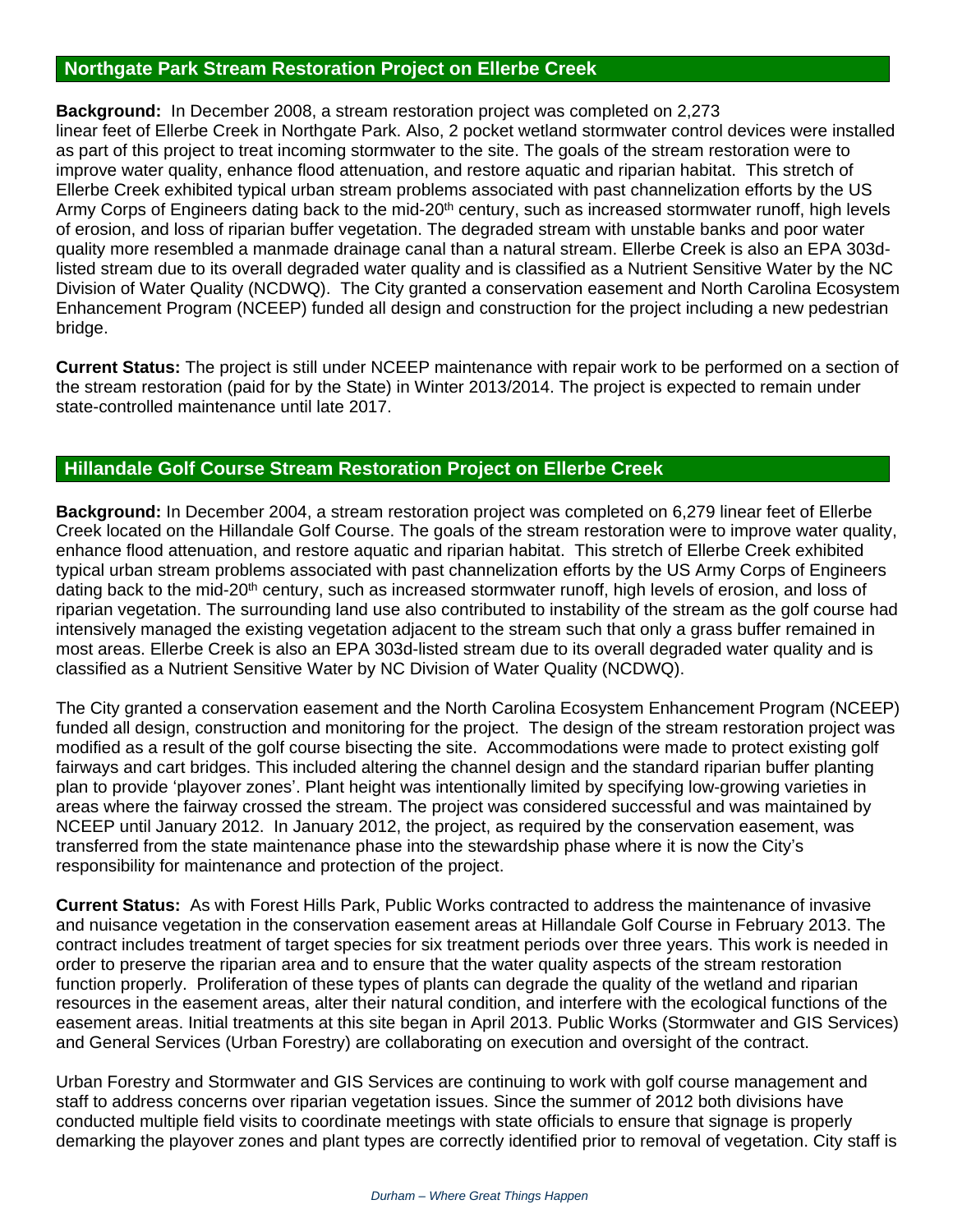## Northgate Park Stream Restoration Project on Ellerbe Creek

**Background:** In December 2008, a stream restoration project was completed on 2,273 linear feet of Ellerbe Creek in Northgate Park. Also, 2 pocket wetland stormwater control devices were installed as part of this project to treat incoming stormwater to the site. The goals of the stream restoration were to improve water quality, enhance flood attenuation, and restore aquatic and riparian habitat. This stretch of Ellerbe Creek exhibited typical urban stream problems associated with past channelization efforts by the US Army Corps of Engineers dating back to the mid-20th century, such as increased stormwater runoff, high levels of erosion, and loss of riparian buffer vegetation. The degraded stream with unstable banks and poor water quality more resembled a manmade drainage canal than a natural stream. Ellerbe Creek is also an EPA 303d-listed stream due to its overall degraded water quality and is classified as a Nutrient Sensitive Water by the NC Division of Water Quality (NCDWQ). The City granted a conservation easement and North Carolina Ecosystem Enhancement Program (NCEEP) funded all design and construction for the project including a new pedestrian bridge.

**Current Status:** The project is still under NCEEP maintenance with repair work to be performed on a section of the stream restoration (paid for by the State) in Winter 2013/2014. The project is expected to remain under state-controlled maintenance until late 2017.

## Hillandale Golf Course Stream Restoration Project on Ellerbe Creek

**Background:** In December 2004, a stream restoration project was completed on 6,279 linear feet of Ellerbe Creek located on the Hillandale Golf Course. The goals of the stream restoration were to improve water quality, enhance flood attenuation, and restore aquatic and riparian habitat. This stretch of Ellerbe Creek exhibited typical urban stream problems associated with past channelization efforts by the US Army Corps of Engineers dating back to the mid-20th century, such as increased stormwater runoff, high levels of erosion, and loss of riparian vegetation. The surrounding land use also contributed to instability of the stream as the golf course had intensively managed the existing vegetation adjacent to the stream such that only a grass buffer remained in most areas. Ellerbe Creek is also an EPA 303d-listed stream due to its overall degraded water quality and is classified as a Nutrient Sensitive Water by NC Division of Water Quality (NCDWQ).

The City granted a conservation easement and the North Carolina Ecosystem Enhancement Program (NCEEP) funded all design, construction and monitoring for the project. The design of the stream restoration project was modified as a result of the golf course bisecting the site. Accommodations were made to protect existing golf fairways and cart bridges. This included altering the channel design and the standard riparian buffer planting plan to provide 'playover zones'. Plant height was intentionally limited by specifying low-growing varieties in areas where the fairway crossed the stream. The project was considered successful and was maintained by NCEEP until January 2012. In January 2012, the project, as required by the conservation easement, was transferred from the state maintenance phase into the stewardship phase where it is now the City's responsibility for maintenance and protection of the project.

**Current Status:** As with Forest Hills Park, Public Works contracted to address the maintenance of invasive and nuisance vegetation in the conservation easement areas at Hillandale Golf Course in February 2013. The contract includes treatment of target species for six treatment periods over three years. This work is needed in order to preserve the riparian area and to ensure that the water quality aspects of the stream restoration function properly. Proliferation of these types of plants can degrade the quality of the wetland and riparian resources in the easement areas, alter their natural condition, and interfere with the ecological functions of the easement areas. Initial treatments at this site began in April 2013. Public Works (Stormwater and GIS Services) and General Services (Urban Forestry) are collaborating on execution and oversight of the contract.

Urban Forestry and Stormwater and GIS Services are continuing to work with golf course management and staff to address concerns over riparian vegetation issues. Since the summer of 2012 both divisions have conducted multiple field visits to coordinate meetings with state officials to ensure that signage is properly demarking the playover zones and plant types are correctly identified prior to removal of vegetation. City staff is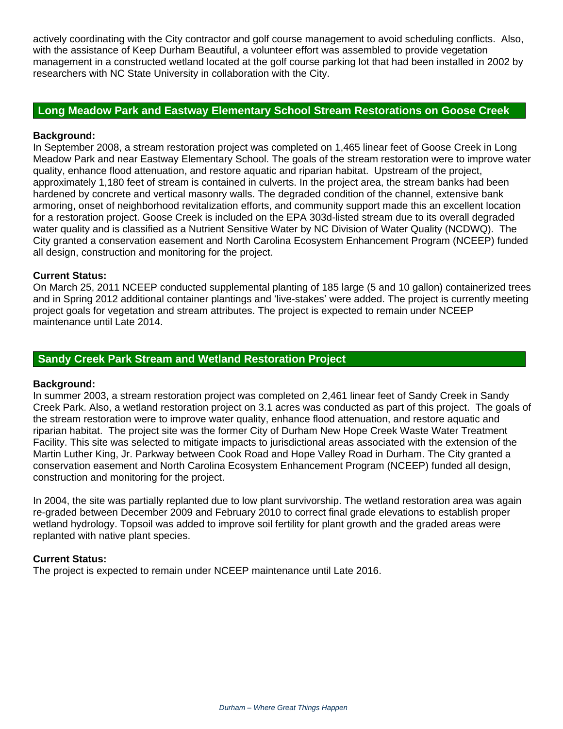actively coordinating with the City contractor and golf course management to avoid scheduling conflicts. Also, with the assistance of Keep Durham Beautiful, a volunteer effort was assembled to provide vegetation management in a constructed wetland located at the golf course parking lot that had been installed in 2002 by researchers with NC State University in collaboration with the City.

## Long Meadow Park and Eastway Elementary School Stream Restorations on Goose Creek

**Background:**
In September 2008, a stream restoration project was completed on 1,465 linear feet of Goose Creek in Long Meadow Park and near Eastway Elementary School. The goals of the stream restoration were to improve water quality, enhance flood attenuation, and restore aquatic and riparian habitat. Upstream of the project, approximately 1,180 feet of stream is contained in culverts. In the project area, the stream banks had been hardened by concrete and vertical masonry walls. The degraded condition of the channel, extensive bank armoring, onset of neighborhood revitalization efforts, and community support made this an excellent location for a restoration project. Goose Creek is included on the EPA 303d-listed stream due to its overall degraded water quality and is classified as a Nutrient Sensitive Water by NC Division of Water Quality (NCDWQ). The City granted a conservation easement and North Carolina Ecosystem Enhancement Program (NCEEP) funded all design, construction and monitoring for the project.

**Current Status:**
On March 25, 2011 NCEEP conducted supplemental planting of 185 large (5 and 10 gallon) containerized trees and in Spring 2012 additional container plantings and 'live-stakes' were added. The project is currently meeting project goals for vegetation and stream attributes. The project is expected to remain under NCEEP maintenance until Late 2014.

## Sandy Creek Park Stream and Wetland Restoration Project

**Background:**
In summer 2003, a stream restoration project was completed on 2,461 linear feet of Sandy Creek in Sandy Creek Park. Also, a wetland restoration project on 3.1 acres was conducted as part of this project. The goals of the stream restoration were to improve water quality, enhance flood attenuation, and restore aquatic and riparian habitat. The project site was the former City of Durham New Hope Creek Waste Water Treatment Facility. This site was selected to mitigate impacts to jurisdictional areas associated with the extension of the Martin Luther King, Jr. Parkway between Cook Road and Hope Valley Road in Durham. The City granted a conservation easement and North Carolina Ecosystem Enhancement Program (NCEEP) funded all design, construction and monitoring for the project.

In 2004, the site was partially replanted due to low plant survivorship. The wetland restoration area was again re-graded between December 2009 and February 2010 to correct final grade elevations to establish proper wetland hydrology. Topsoil was added to improve soil fertility for plant growth and the graded areas were replanted with native plant species.

**Current Status:**
The project is expected to remain under NCEEP maintenance until Late 2016.